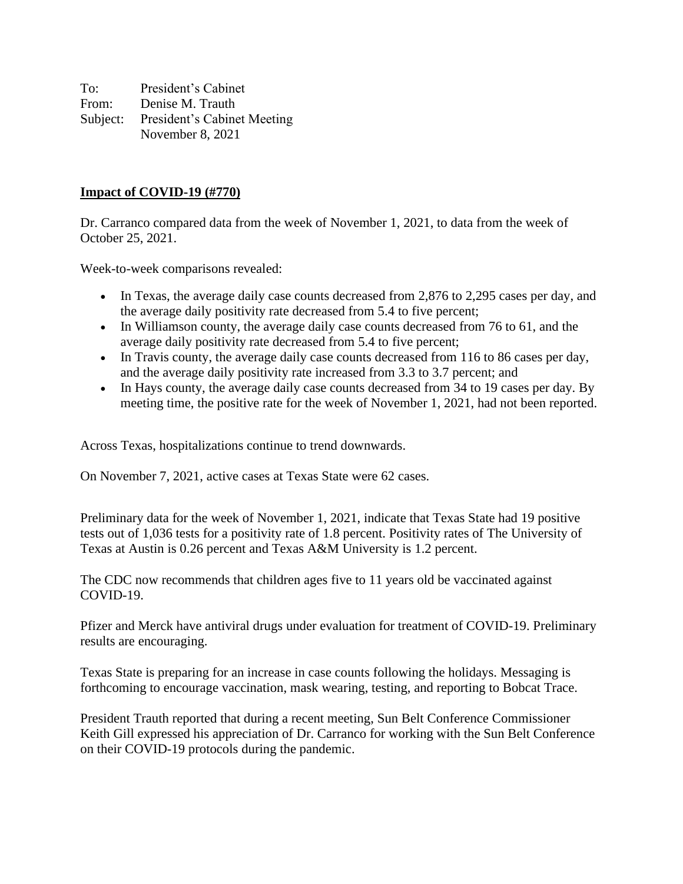To: President's Cabinet
From: Denise M. Trauth
Subject: President's Cabinet Meeting
November 8, 2021

**Impact of COVID-19 (#770)**

Dr. Carranco compared data from the week of November 1, 2021, to data from the week of October 25, 2021.

Week-to-week comparisons revealed:

- In Texas, the average daily case counts decreased from 2,876 to 2,295 cases per day, and the average daily positivity rate decreased from 5.4 to five percent;
- In Williamson county, the average daily case counts decreased from 76 to 61, and the average daily positivity rate decreased from 5.4 to five percent;
- In Travis county, the average daily case counts decreased from 116 to 86 cases per day, and the average daily positivity rate increased from 3.3 to 3.7 percent; and
- In Hays county, the average daily case counts decreased from 34 to 19 cases per day. By meeting time, the positive rate for the week of November 1, 2021, had not been reported.

Across Texas, hospitalizations continue to trend downwards.

On November 7, 2021, active cases at Texas State were 62 cases.

Preliminary data for the week of November 1, 2021, indicate that Texas State had 19 positive tests out of 1,036 tests for a positivity rate of 1.8 percent. Positivity rates of The University of Texas at Austin is 0.26 percent and Texas A&M University is 1.2 percent.

The CDC now recommends that children ages five to 11 years old be vaccinated against COVID-19.

Pfizer and Merck have antiviral drugs under evaluation for treatment of COVID-19. Preliminary results are encouraging.

Texas State is preparing for an increase in case counts following the holidays. Messaging is forthcoming to encourage vaccination, mask wearing, testing, and reporting to Bobcat Trace.

President Trauth reported that during a recent meeting, Sun Belt Conference Commissioner Keith Gill expressed his appreciation of Dr. Carranco for working with the Sun Belt Conference on their COVID-19 protocols during the pandemic.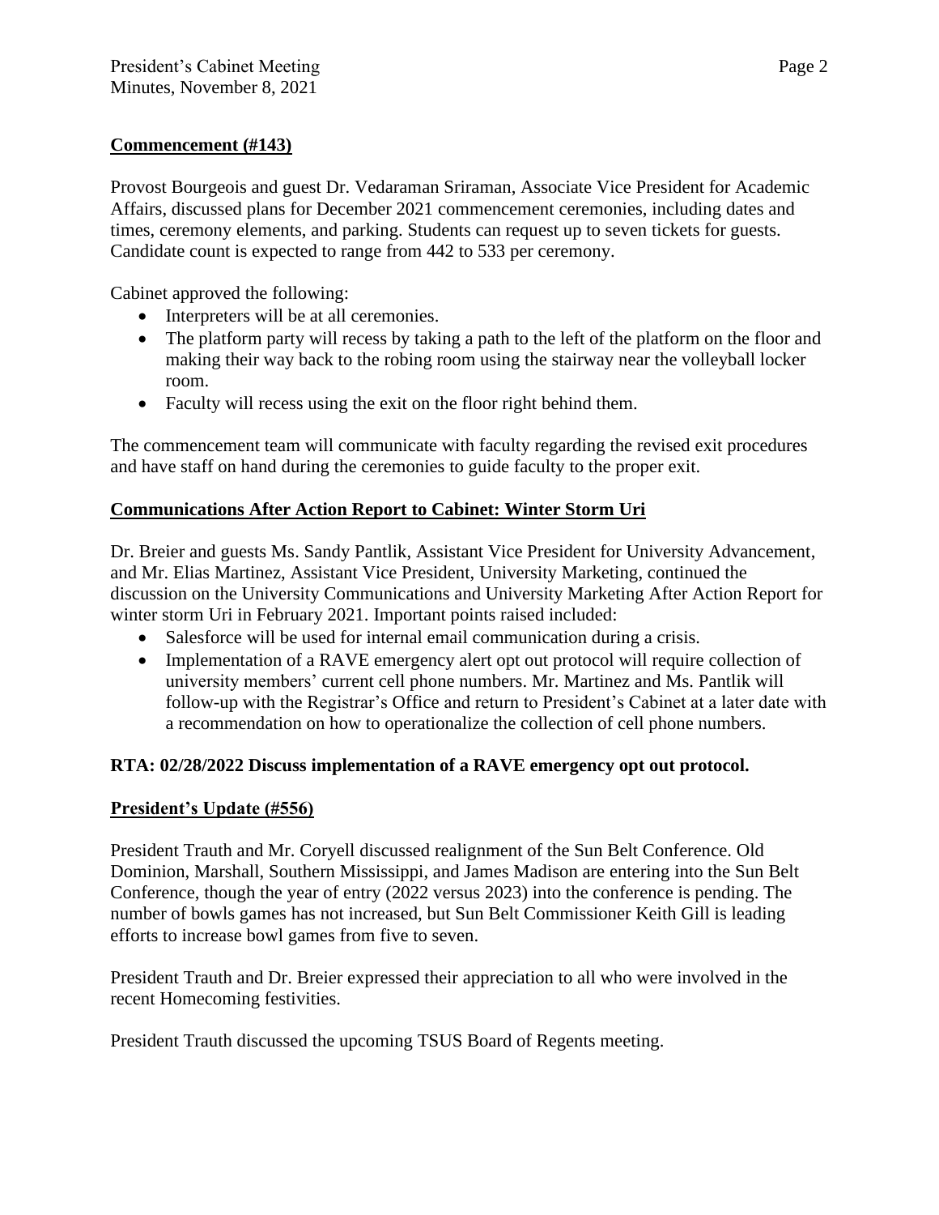**Commencement (#143)**

Provost Bourgeois and guest Dr. Vedaraman Sriraman, Associate Vice President for Academic Affairs, discussed plans for December 2021 commencement ceremonies, including dates and times, ceremony elements, and parking. Students can request up to seven tickets for guests. Candidate count is expected to range from 442 to 533 per ceremony.

Cabinet approved the following:

- Interpreters will be at all ceremonies.
- The platform party will recess by taking a path to the left of the platform on the floor and making their way back to the robing room using the stairway near the volleyball locker room.
- Faculty will recess using the exit on the floor right behind them.

The commencement team will communicate with faculty regarding the revised exit procedures and have staff on hand during the ceremonies to guide faculty to the proper exit.

**Communications After Action Report to Cabinet: Winter Storm Uri**

Dr. Breier and guests Ms. Sandy Pantlik, Assistant Vice President for University Advancement, and Mr. Elias Martinez, Assistant Vice President, University Marketing, continued the discussion on the University Communications and University Marketing After Action Report for winter storm Uri in February 2021. Important points raised included:

- Salesforce will be used for internal email communication during a crisis.
- Implementation of a RAVE emergency alert opt out protocol will require collection of university members' current cell phone numbers. Mr. Martinez and Ms. Pantlik will follow-up with the Registrar's Office and return to President's Cabinet at a later date with a recommendation on how to operationalize the collection of cell phone numbers.

**RTA: 02/28/2022 Discuss implementation of a RAVE emergency opt out protocol.**

**President's Update (#556)**

President Trauth and Mr. Coryell discussed realignment of the Sun Belt Conference. Old Dominion, Marshall, Southern Mississippi, and James Madison are entering into the Sun Belt Conference, though the year of entry (2022 versus 2023) into the conference is pending. The number of bowls games has not increased, but Sun Belt Commissioner Keith Gill is leading efforts to increase bowl games from five to seven.

President Trauth and Dr. Breier expressed their appreciation to all who were involved in the recent Homecoming festivities.

President Trauth discussed the upcoming TSUS Board of Regents meeting.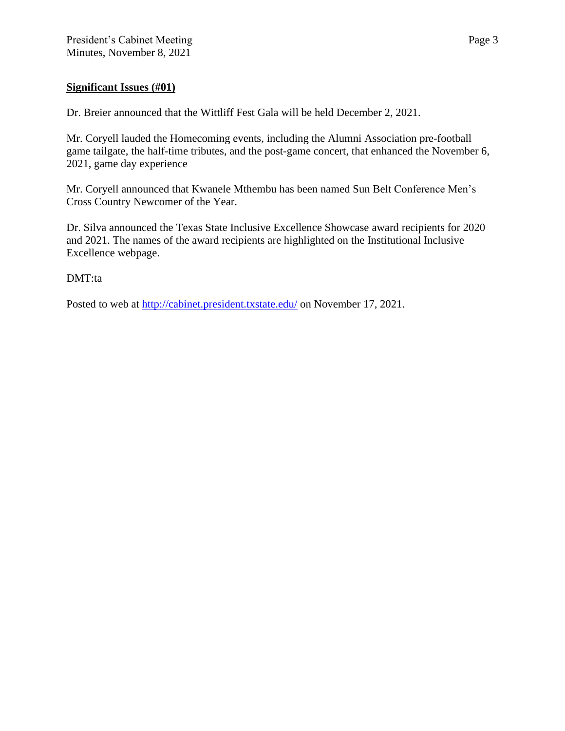**Significant Issues (#01)**

Dr. Breier announced that the Wittliff Fest Gala will be held December 2, 2021.

Mr. Coryell lauded the Homecoming events, including the Alumni Association pre-football game tailgate, the half-time tributes, and the post-game concert, that enhanced the November 6, 2021, game day experience

Mr. Coryell announced that Kwanele Mthembu has been named Sun Belt Conference Men's Cross Country Newcomer of the Year.

Dr. Silva announced the Texas State Inclusive Excellence Showcase award recipients for 2020 and 2021. The names of the award recipients are highlighted on the Institutional Inclusive Excellence webpage.

DMT:ta

Posted to web at http://cabinet.president.txstate.edu/ on November 17, 2021.